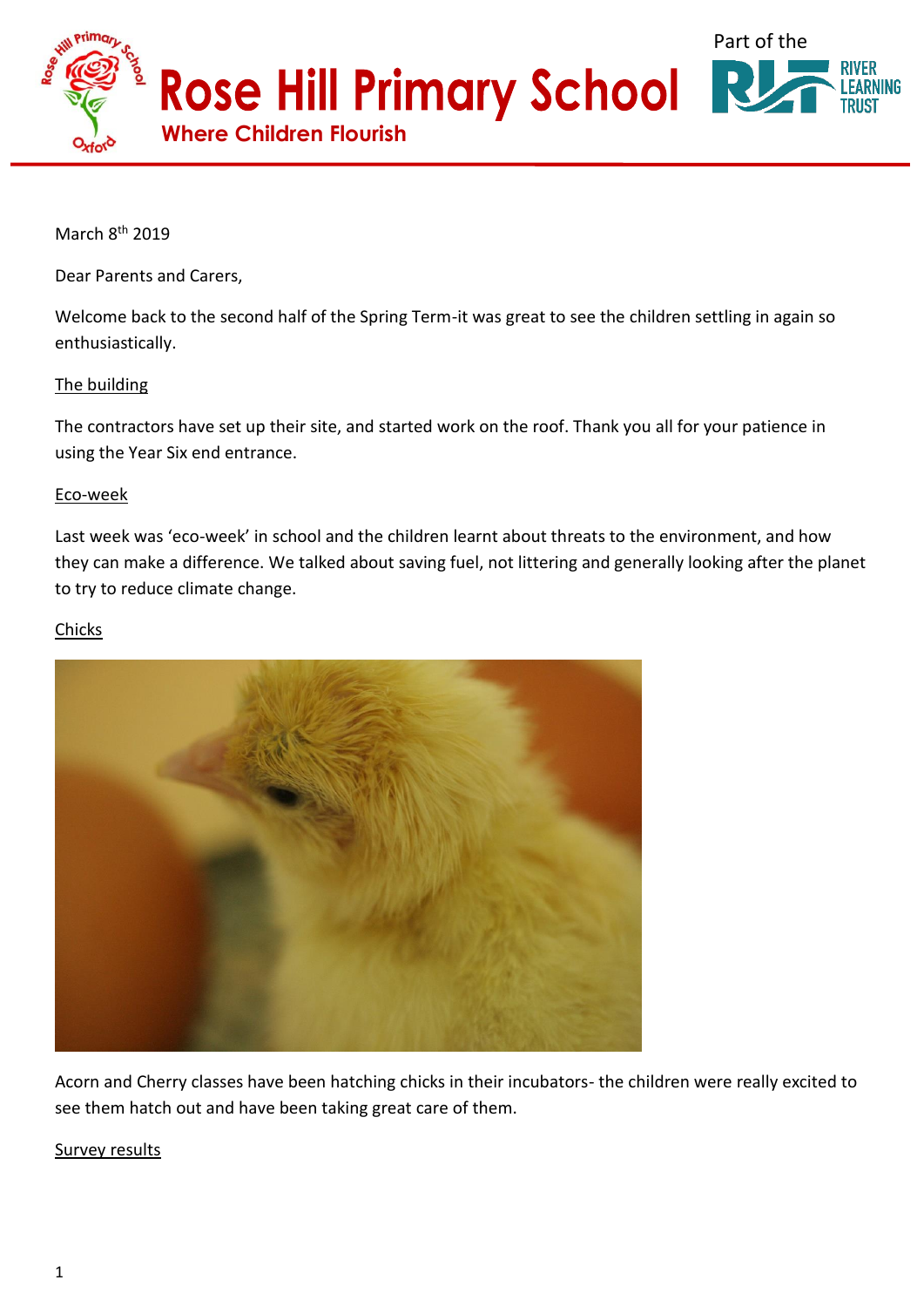# Rose Hill Primary School

**Where Children Flourish**

Part of the River Learning Trust

March 8th 2019

Dear Parents and Carers,

Welcome back to the second half of the Spring Term-it was great to see the children settling in again so enthusiastically.

## The building

The contractors have set up their site, and started work on the roof. Thank you all for your patience in using the Year Six end entrance.

## Eco-week

Last week was 'eco-week' in school and the children learnt about threats to the environment, and how they can make a difference. We talked about saving fuel, not littering and generally looking after the planet to try to reduce climate change.

## Chicks

Acorn and Cherry classes have been hatching chicks in their incubators- the children were really excited to see them hatch out and have been taking great care of them.

## Survey results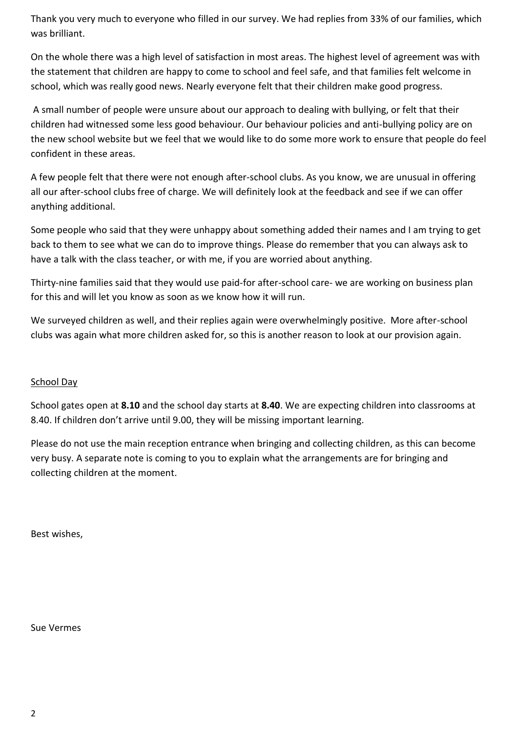Thank you very much to everyone who filled in our survey. We had replies from 33% of our families, which was brilliant.

On the whole there was a high level of satisfaction in most areas. The highest level of agreement was with the statement that children are happy to come to school and feel safe, and that families felt welcome in school, which was really good news. Nearly everyone felt that their children make good progress.

A small number of people were unsure about our approach to dealing with bullying, or felt that their children had witnessed some less good behaviour. Our behaviour policies and anti-bullying policy are on the new school website but we feel that we would like to do some more work to ensure that people do feel confident in these areas.

A few people felt that there were not enough after-school clubs. As you know, we are unusual in offering all our after-school clubs free of charge. We will definitely look at the feedback and see if we can offer anything additional.

Some people who said that they were unhappy about something added their names and I am trying to get back to them to see what we can do to improve things. Please do remember that you can always ask to have a talk with the class teacher, or with me, if you are worried about anything.

Thirty-nine families said that they would use paid-for after-school care- we are working on business plan for this and will let you know as soon as we know how it will run.

We surveyed children as well, and their replies again were overwhelmingly positive. More after-school clubs was again what more children asked for, so this is another reason to look at our provision again.

## School Day

School gates open at **8.10** and the school day starts at **8.40**. We are expecting children into classrooms at 8.40. If children don't arrive until 9.00, they will be missing important learning.

Please do not use the main reception entrance when bringing and collecting children, as this can become very busy. A separate note is coming to you to explain what the arrangements are for bringing and collecting children at the moment.

Best wishes,

Sue Vermes